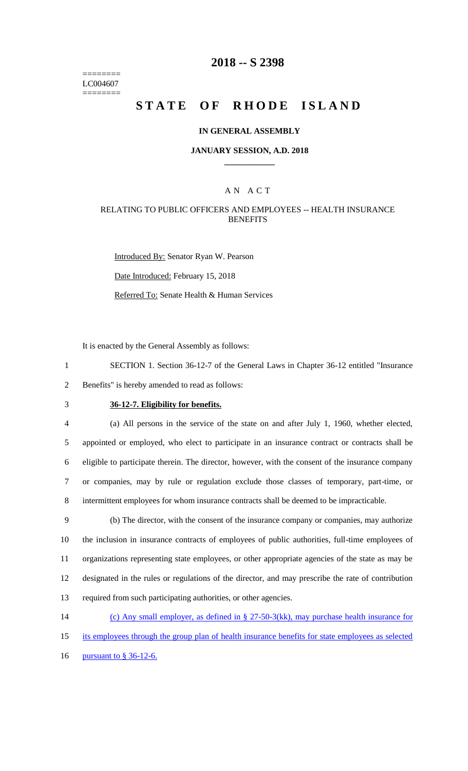========
LC004607
========

# 2018 -- S 2398

# STATE OF RHODE ISLAND

### IN GENERAL ASSEMBLY

### JANUARY SESSION, A.D. 2018

## A N A C T

### RELATING TO PUBLIC OFFICERS AND EMPLOYEES -- HEALTH INSURANCE BENEFITS

Introduced By: Senator Ryan W. Pearson

Date Introduced: February 15, 2018

Referred To: Senate Health & Human Services

It is enacted by the General Assembly as follows:

1 SECTION 1. Section 36-12-7 of the General Laws in Chapter 36-12 entitled "Insurance
2 Benefits" is hereby amended to read as follows:

3 **36-12-7. Eligibility for benefits.**

4 (a) All persons in the service of the state on and after July 1, 1960, whether elected,
5 appointed or employed, who elect to participate in an insurance contract or contracts shall be
6 eligible to participate therein. The director, however, with the consent of the insurance company
7 or companies, may by rule or regulation exclude those classes of temporary, part-time, or
8 intermittent employees for whom insurance contracts shall be deemed to be impracticable.

9 (b) The director, with the consent of the insurance company or companies, may authorize
10 the inclusion in insurance contracts of employees of public authorities, full-time employees of
11 organizations representing state employees, or other appropriate agencies of the state as may be
12 designated in the rules or regulations of the director, and may prescribe the rate of contribution
13 required from such participating authorities, or other agencies.

14 (c) Any small employer, as defined in § 27-50-3(kk), may purchase health insurance for
15 its employees through the group plan of health insurance benefits for state employees as selected
16 pursuant to § 36-12-6.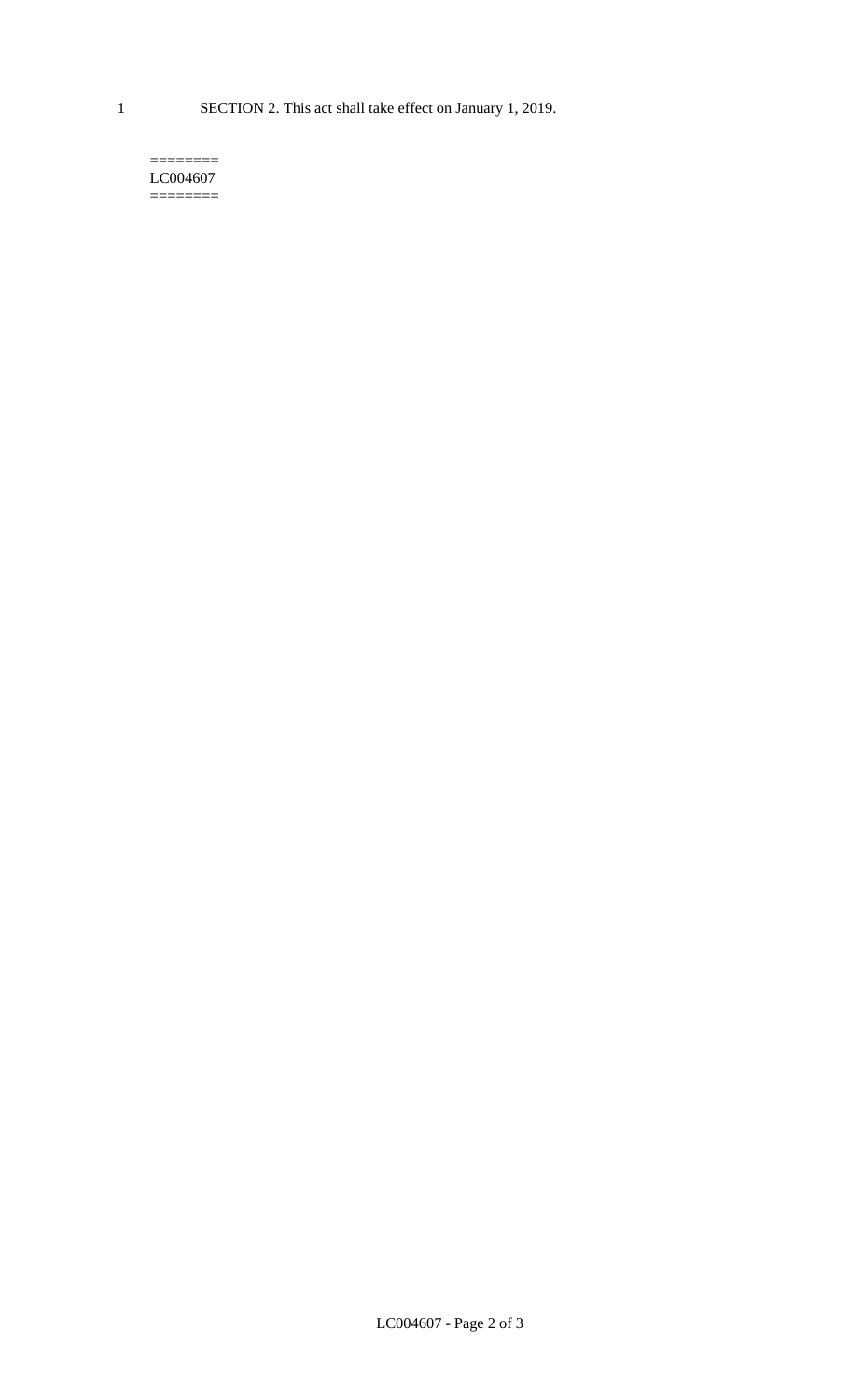1 SECTION 2. This act shall take effect on January 1, 2019.

========
LC004607
========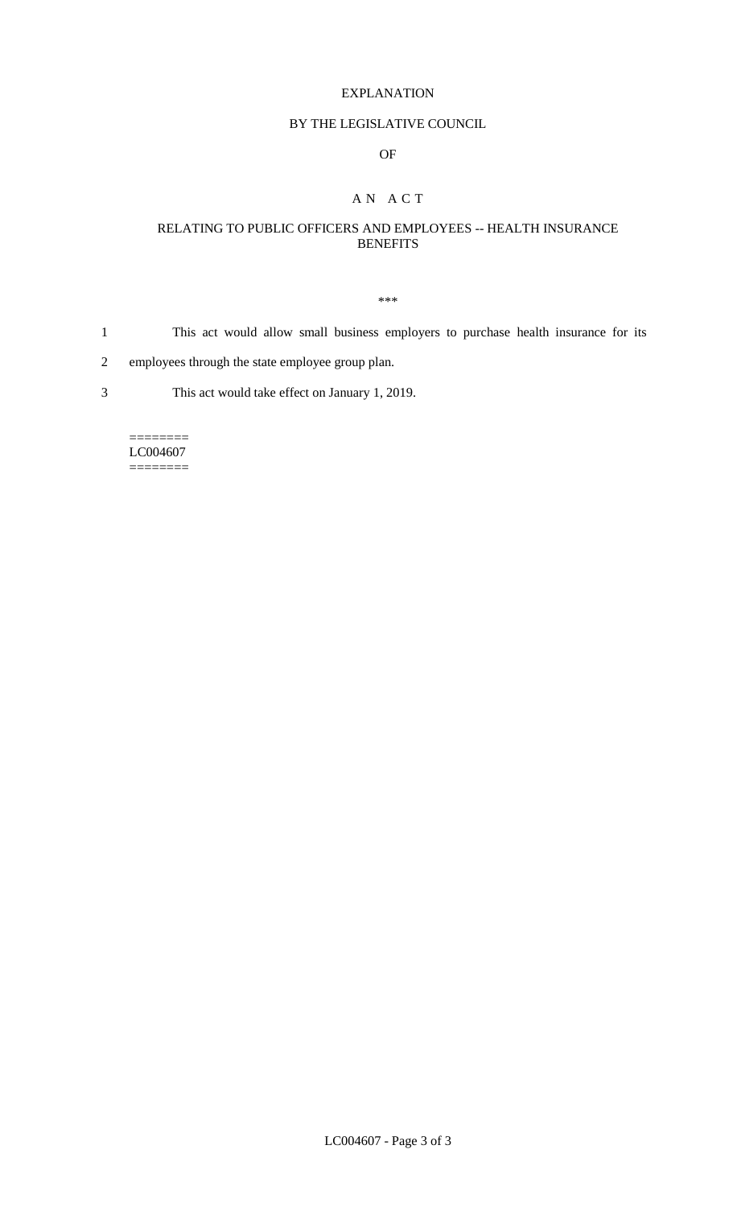EXPLANATION

BY THE LEGISLATIVE COUNCIL

OF

A N A C T

RELATING TO PUBLIC OFFICERS AND EMPLOYEES -- HEALTH INSURANCE BENEFITS

\*\*\*

1 This act would allow small business employers to purchase health insurance for its

2 employees through the state employee group plan.

3 This act would take effect on January 1, 2019.

========
LC004607
========